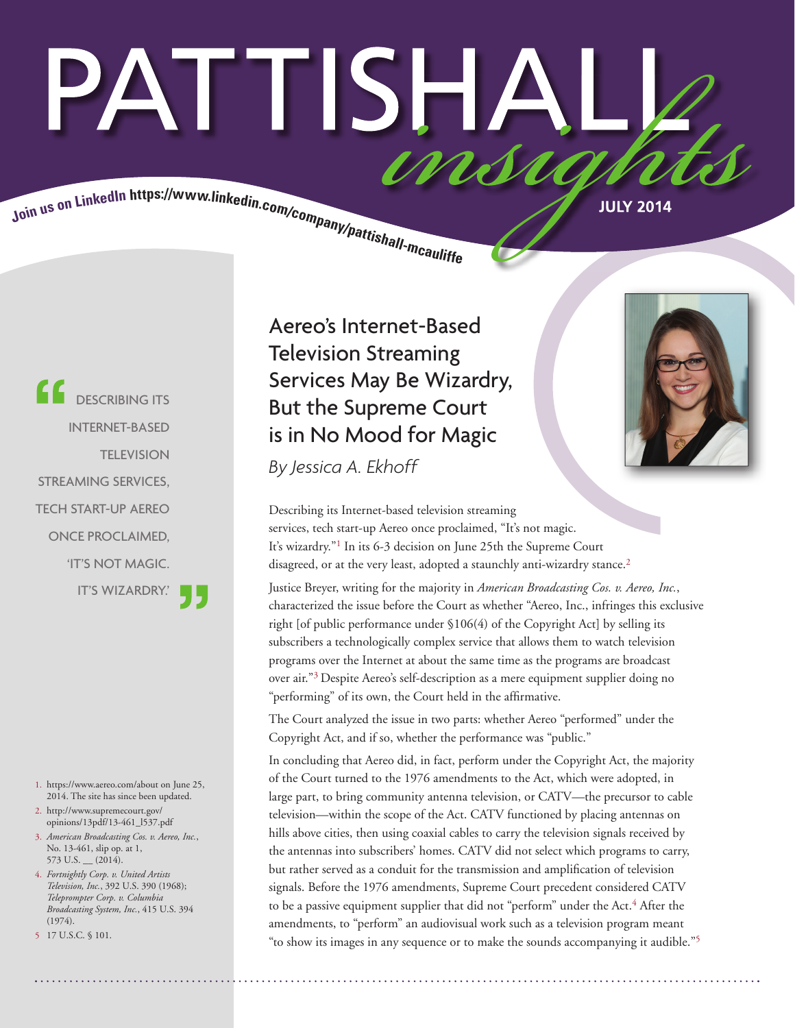# PATTISHALL *insights*

Join us on LinkedIn https://www.linkedin.com/company/pattishall-mcauliffe

JULY 2014

## Aereo's Internet-Based Television Streaming Services May Be Wizardry, But the Supreme Court is in No Mood for Magic

*By Jessica A. Ekhoff*

> "DESCRIBING ITS INTERNET-BASED TELEVISION STREAMING SERVICES, TECH START-UP AEREO ONCE PROCLAIMED, 'IT'S NOT MAGIC. IT'S WIZARDRY.'"

Describing its Internet-based television streaming services, tech start-up Aereo once proclaimed, "It's not magic. It's wizardry."[1] In its 6-3 decision on June 25th the Supreme Court disagreed, or at the very least, adopted a staunchly anti-wizardry stance.[2]

Justice Breyer, writing for the majority in *American Broadcasting Cos. v. Aereo, Inc.*, characterized the issue before the Court as whether "Aereo, Inc., infringes this exclusive right [of public performance under §106(4) of the Copyright Act] by selling its subscribers a technologically complex service that allows them to watch television programs over the Internet at about the same time as the programs are broadcast over air."[3] Despite Aereo's self-description as a mere equipment supplier doing no "performing" of its own, the Court held in the affirmative.

The Court analyzed the issue in two parts: whether Aereo "performed" under the Copyright Act, and if so, whether the performance was "public."

In concluding that Aereo did, in fact, perform under the Copyright Act, the majority of the Court turned to the 1976 amendments to the Act, which were adopted, in large part, to bring community antenna television, or CATV—the precursor to cable television—within the scope of the Act. CATV functioned by placing antennas on hills above cities, then using coaxial cables to carry the television signals received by the antennas into subscribers' homes. CATV did not select which programs to carry, but rather served as a conduit for the transmission and amplification of television signals. Before the 1976 amendments, Supreme Court precedent considered CATV to be a passive equipment supplier that did not "perform" under the Act.[4] After the amendments, to "perform" an audiovisual work such as a television program meant "to show its images in any sequence or to make the sounds accompanying it audible."[5]

1. https://www.aereo.com/about on June 25, 2014. The site has since been updated.
2. http://www.supremecourt.gov/opinions/13pdf/13-461_l537.pdf
3. *American Broadcasting Cos. v. Aereo, Inc.*, No. 13-461, slip op. at 1, 573 U.S. __ (2014).
4. *Fortnightly Corp. v. United Artists Television, Inc.*, 392 U.S. 390 (1968); *Teleprompter Corp. v. Columbia Broadcasting System, Inc.*, 415 U.S. 394 (1974).
5. 17 U.S.C. § 101.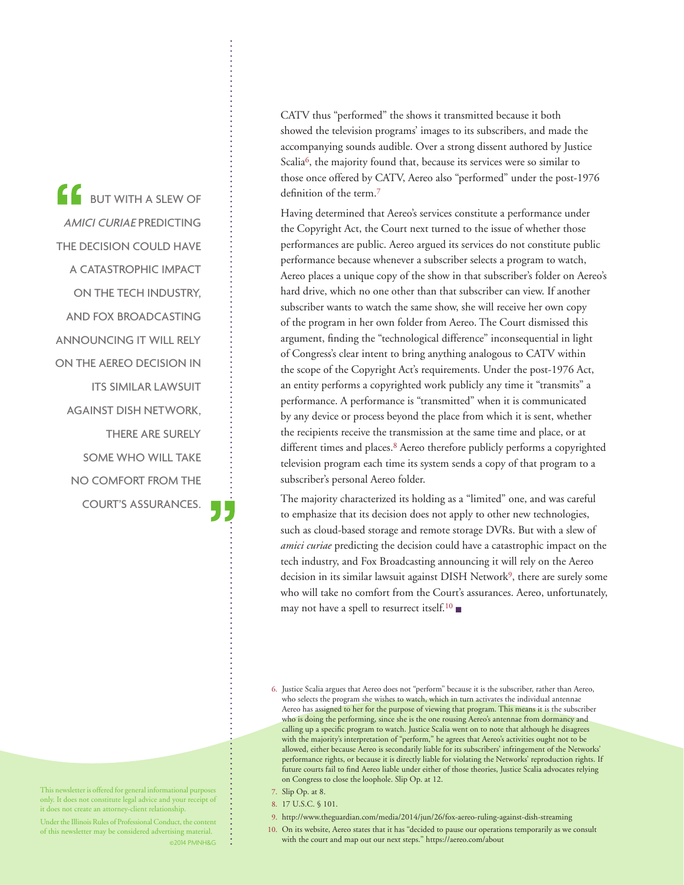> "But with a slew of *amici curiae* predicting the decision could have a catastrophic impact on the tech industry, and Fox Broadcasting announcing it will rely on the Aereo decision in its similar lawsuit against DISH Network, there are surely some who will take no comfort from the Court's assurances."

CATV thus "performed" the shows it transmitted because it both showed the television programs' images to its subscribers, and made the accompanying sounds audible. Over a strong dissent authored by Justice Scalia[6], the majority found that, because its services were so similar to those once offered by CATV, Aereo also "performed" under the post-1976 definition of the term.[7]

Having determined that Aereo's services constitute a performance under the Copyright Act, the Court next turned to the issue of whether those performances are public. Aereo argued its services do not constitute public performance because whenever a subscriber selects a program to watch, Aereo places a unique copy of the show in that subscriber's folder on Aereo's hard drive, which no one other than that subscriber can view. If another subscriber wants to watch the same show, she will receive her own copy of the program in her own folder from Aereo. The Court dismissed this argument, finding the "technological difference" inconsequential in light of Congress's clear intent to bring anything analogous to CATV within the scope of the Copyright Act's requirements. Under the post-1976 Act, an entity performs a copyrighted work publicly any time it "transmits" a performance. A performance is "transmitted" when it is communicated by any device or process beyond the place from which it is sent, whether the recipients receive the transmission at the same time and place, or at different times and places.[8] Aereo therefore publicly performs a copyrighted television program each time its system sends a copy of that program to a subscriber's personal Aereo folder.

The majority characterized its holding as a "limited" one, and was careful to emphasize that its decision does not apply to other new technologies, such as cloud-based storage and remote storage DVRs. But with a slew of *amici curiae* predicting the decision could have a catastrophic impact on the tech industry, and Fox Broadcasting announcing it will rely on the Aereo decision in its similar lawsuit against DISH Network[9], there are surely some who will take no comfort from the Court's assurances. Aereo, unfortunately, may not have a spell to resurrect itself.[10] ■

6. Justice Scalia argues that Aereo does not "perform" because it is the subscriber, rather than Aereo, who selects the program she wishes to watch, which in turn activates the individual antennae Aereo has assigned to her for the purpose of viewing that program. This means it is the subscriber who is doing the performing, since she is the one rousing Aereo's antennae from dormancy and calling up a specific program to watch. Justice Scalia went on to note that although he disagrees with the majority's interpretation of "perform," he agrees that Aereo's activities ought not to be allowed, either because Aereo is secondarily liable for its subscribers' infringement of the Networks' performance rights, or because it is directly liable for violating the Networks' reproduction rights. If future courts fail to find Aereo liable under either of those theories, Justice Scalia advocates relying on Congress to close the loophole. Slip Op. at 12.
7. Slip Op. at 8.
8. 17 U.S.C. § 101.
9. http://www.theguardian.com/media/2014/jun/26/fox-aereo-ruling-against-dish-streaming
10. On its website, Aereo states that it has "decided to pause our operations temporarily as we consult with the court and map out our next steps." https://aereo.com/about

This newsletter is offered for general informational purposes only. It does not constitute legal advice and your receipt of it does not create an attorney-client relationship.

Under the Illinois Rules of Professional Conduct, the content of this newsletter may be considered advertising material.

©2014 PMNH&G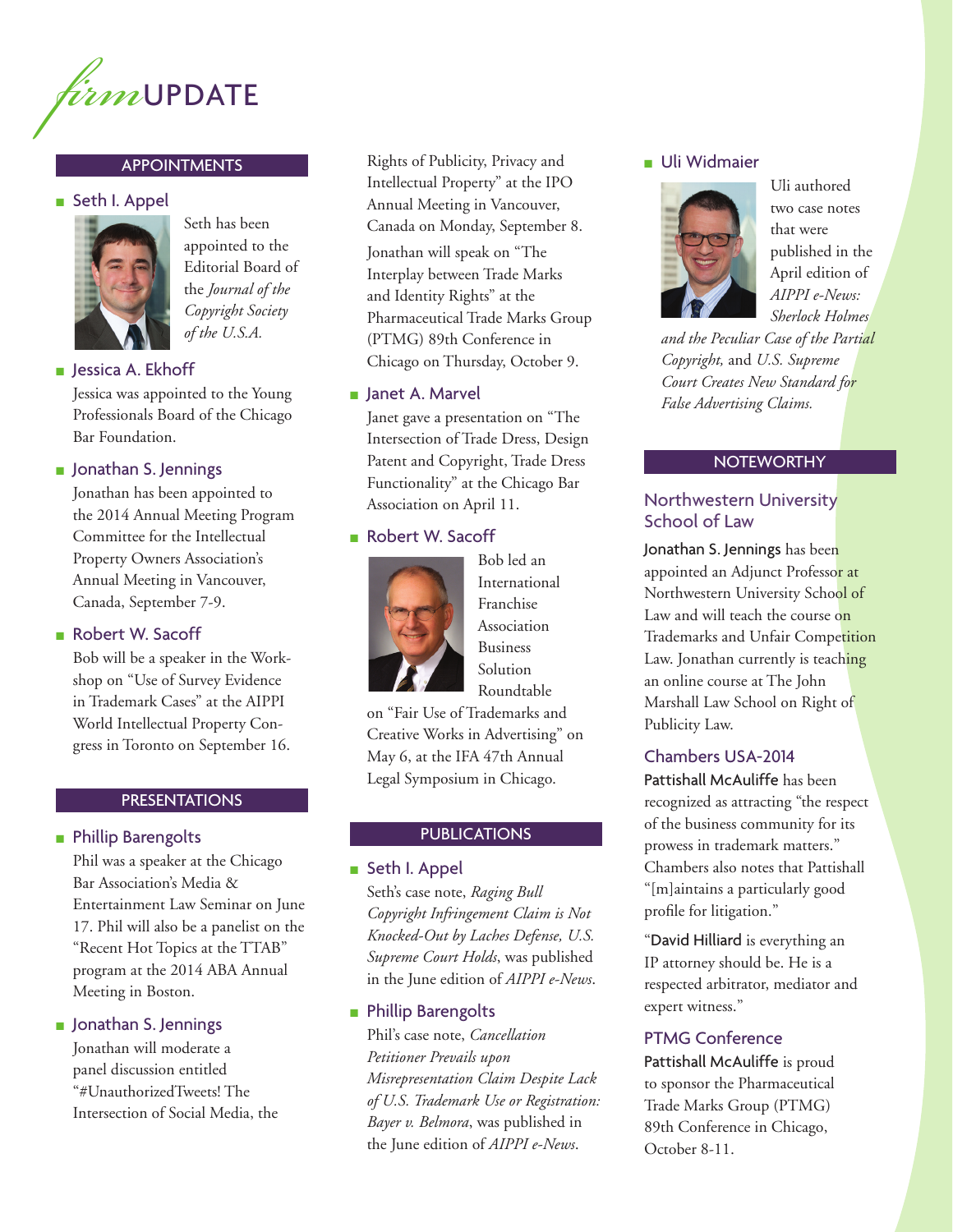# *firm* UPDATE

## APPOINTMENTS

### Seth I. Appel

Seth has been appointed to the Editorial Board of the *Journal of the Copyright Society of the U.S.A.*

### Jessica A. Ekhoff

Jessica was appointed to the Young Professionals Board of the Chicago Bar Foundation.

### Jonathan S. Jennings

Jonathan has been appointed to the 2014 Annual Meeting Program Committee for the Intellectual Property Owners Association's Annual Meeting in Vancouver, Canada, September 7-9.

### Robert W. Sacoff

Bob will be a speaker in the Workshop on "Use of Survey Evidence in Trademark Cases" at the AIPPI World Intellectual Property Congress in Toronto on September 16.

## PRESENTATIONS

### Phillip Barengolts

Phil was a speaker at the Chicago Bar Association's Media & Entertainment Law Seminar on June 17. Phil will also be a panelist on the "Recent Hot Topics at the TTAB" program at the 2014 ABA Annual Meeting in Boston.

### Jonathan S. Jennings

Jonathan will moderate a panel discussion entitled "#UnauthorizedTweets! The Intersection of Social Media, the Rights of Publicity, Privacy and Intellectual Property" at the IPO Annual Meeting in Vancouver, Canada on Monday, September 8.

Jonathan will speak on "The Interplay between Trade Marks and Identity Rights" at the Pharmaceutical Trade Marks Group (PTMG) 89th Conference in Chicago on Thursday, October 9.

### Janet A. Marvel

Janet gave a presentation on "The Intersection of Trade Dress, Design Patent and Copyright, Trade Dress Functionality" at the Chicago Bar Association on April 11.

### Robert W. Sacoff

Bob led an International Franchise Association Business Solution Roundtable on "Fair Use of Trademarks and Creative Works in Advertising" on May 6, at the IFA 47th Annual Legal Symposium in Chicago.

## PUBLICATIONS

### Seth I. Appel

Seth's case note, *Raging Bull Copyright Infringement Claim is Not Knocked-Out by Laches Defense, U.S. Supreme Court Holds*, was published in the June edition of *AIPPI e-News*.

### Phillip Barengolts

Phil's case note, *Cancellation Petitioner Prevails upon Misrepresentation Claim Despite Lack of U.S. Trademark Use or Registration: Bayer v. Belmora*, was published in the June edition of *AIPPI e-News*.

### Uli Widmaier

Uli authored two case notes that were published in the April edition of *AIPPI e-News: Sherlock Holmes and the Peculiar Case of the Partial Copyright,* and *U.S. Supreme Court Creates New Standard for False Advertising Claims.*

## NOTEWORTHY

### Northwestern University School of Law

**Jonathan S. Jennings** has been appointed an Adjunct Professor at Northwestern University School of Law and will teach the course on Trademarks and Unfair Competition Law. Jonathan currently is teaching an online course at The John Marshall Law School on Right of Publicity Law.

### Chambers USA-2014

**Pattishall McAuliffe** has been recognized as attracting "the respect of the business community for its prowess in trademark matters." Chambers also notes that Pattishall "[m]aintains a particularly good profile for litigation."

"**David Hilliard** is everything an IP attorney should be. He is a respected arbitrator, mediator and expert witness."

### PTMG Conference

**Pattishall McAuliffe** is proud to sponsor the Pharmaceutical Trade Marks Group (PTMG) 89th Conference in Chicago, October 8-11.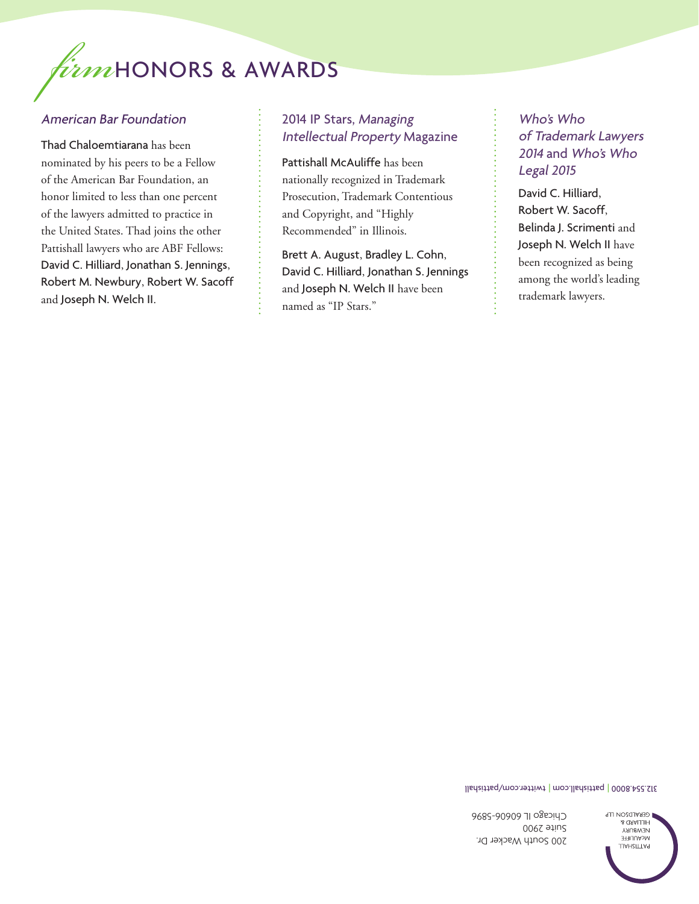# *firm* HONORS & AWARDS

### *American Bar Foundation*

Thad Chaloemtiarana has been nominated by his peers to be a Fellow of the American Bar Foundation, an honor limited to less than one percent of the lawyers admitted to practice in the United States. Thad joins the other Pattishall lawyers who are ABF Fellows: David C. Hilliard, Jonathan S. Jennings, Robert M. Newbury, Robert W. Sacoff and Joseph N. Welch II.

### 2014 IP Stars, *Managing Intellectual Property* Magazine

Pattishall McAuliffe has been nationally recognized in Trademark Prosecution, Trademark Contentious and Copyright, and "Highly Recommended" in Illinois.

Brett A. August, Bradley L. Cohn, David C. Hilliard, Jonathan S. Jennings and Joseph N. Welch II have been named as "IP Stars."

### *Who's Who of Trademark Lawyers 2014* and *Who's Who Legal 2015*

David C. Hilliard, Robert W. Sacoff, Belinda J. Scrimenti and Joseph N. Welch II have been recognized as being among the world's leading trademark lawyers.

PATTISHALL MCAULIFFE NEWBURY HILLIARD & GERALDSON LLP

200 South Wacker Dr.
Suite 2900
Chicago IL 60606-5896

312.554.8000 | pattishall.com | twitter.com/pattishall